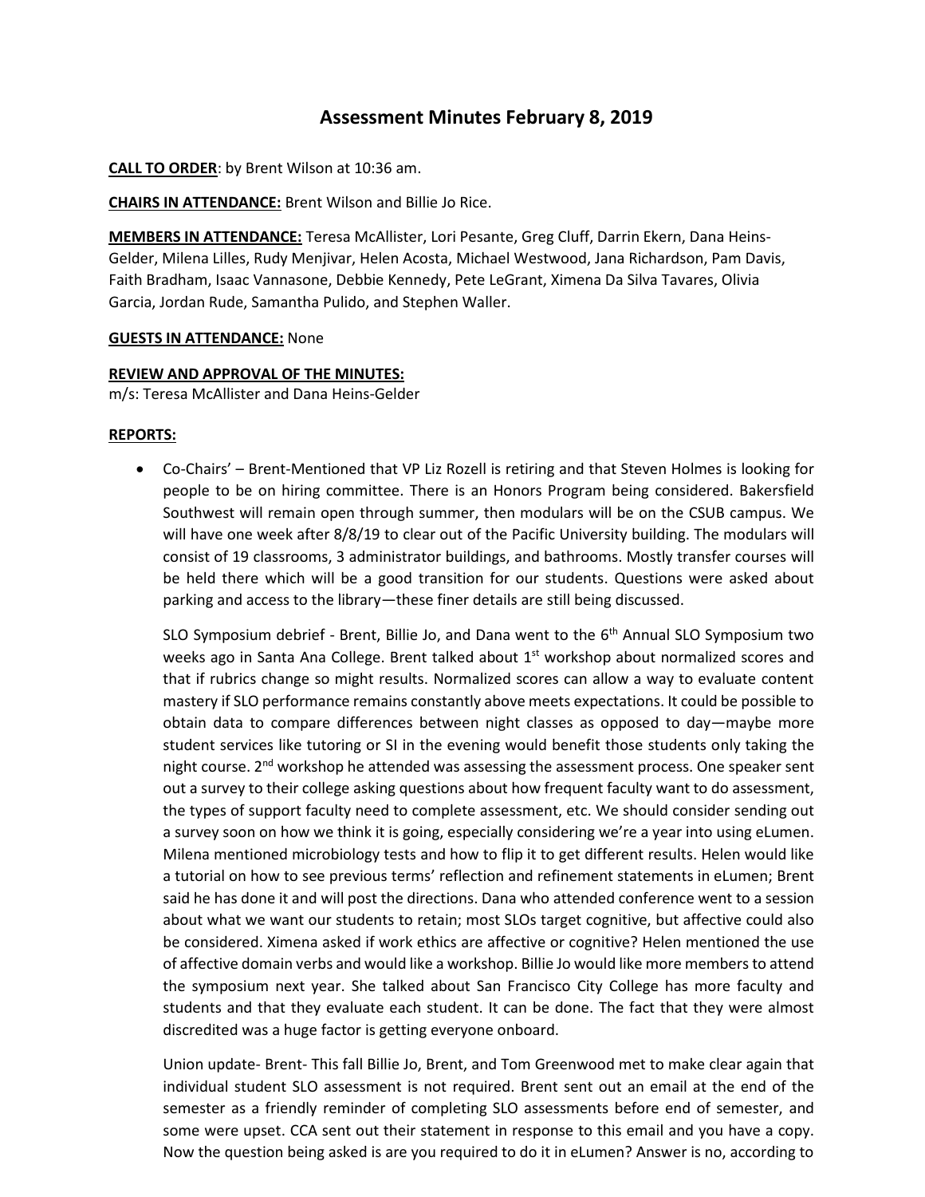# Assessment Minutes February 8, 2019

**CALL TO ORDER**: by Brent Wilson at 10:36 am.

**CHAIRS IN ATTENDANCE:** Brent Wilson and Billie Jo Rice.

**MEMBERS IN ATTENDANCE:** Teresa McAllister, Lori Pesante, Greg Cluff, Darrin Ekern, Dana Heins-Gelder, Milena Lilles, Rudy Menjivar, Helen Acosta, Michael Westwood, Jana Richardson, Pam Davis, Faith Bradham, Isaac Vannasone, Debbie Kennedy, Pete LeGrant, Ximena Da Silva Tavares, Olivia Garcia, Jordan Rude, Samantha Pulido, and Stephen Waller.

**GUESTS IN ATTENDANCE:** None

**REVIEW AND APPROVAL OF THE MINUTES:**
m/s: Teresa McAllister and Dana Heins-Gelder

**REPORTS:**

- Co-Chairs' – Brent-Mentioned that VP Liz Rozell is retiring and that Steven Holmes is looking for people to be on hiring committee. There is an Honors Program being considered. Bakersfield Southwest will remain open through summer, then modulars will be on the CSUB campus. We will have one week after 8/8/19 to clear out of the Pacific University building. The modulars will consist of 19 classrooms, 3 administrator buildings, and bathrooms. Mostly transfer courses will be held there which will be a good transition for our students. Questions were asked about parking and access to the library—these finer details are still being discussed.

  SLO Symposium debrief - Brent, Billie Jo, and Dana went to the 6th Annual SLO Symposium two weeks ago in Santa Ana College. Brent talked about 1st workshop about normalized scores and that if rubrics change so might results. Normalized scores can allow a way to evaluate content mastery if SLO performance remains constantly above meets expectations. It could be possible to obtain data to compare differences between night classes as opposed to day—maybe more student services like tutoring or SI in the evening would benefit those students only taking the night course. 2nd workshop he attended was assessing the assessment process. One speaker sent out a survey to their college asking questions about how frequent faculty want to do assessment, the types of support faculty need to complete assessment, etc. We should consider sending out a survey soon on how we think it is going, especially considering we're a year into using eLumen. Milena mentioned microbiology tests and how to flip it to get different results. Helen would like a tutorial on how to see previous terms' reflection and refinement statements in eLumen; Brent said he has done it and will post the directions. Dana who attended conference went to a session about what we want our students to retain; most SLOs target cognitive, but affective could also be considered. Ximena asked if work ethics are affective or cognitive? Helen mentioned the use of affective domain verbs and would like a workshop. Billie Jo would like more members to attend the symposium next year. She talked about San Francisco City College has more faculty and students and that they evaluate each student. It can be done. The fact that they were almost discredited was a huge factor is getting everyone onboard.

  Union update- Brent- This fall Billie Jo, Brent, and Tom Greenwood met to make clear again that individual student SLO assessment is not required. Brent sent out an email at the end of the semester as a friendly reminder of completing SLO assessments before end of semester, and some were upset. CCA sent out their statement in response to this email and you have a copy. Now the question being asked is are you required to do it in eLumen? Answer is no, according to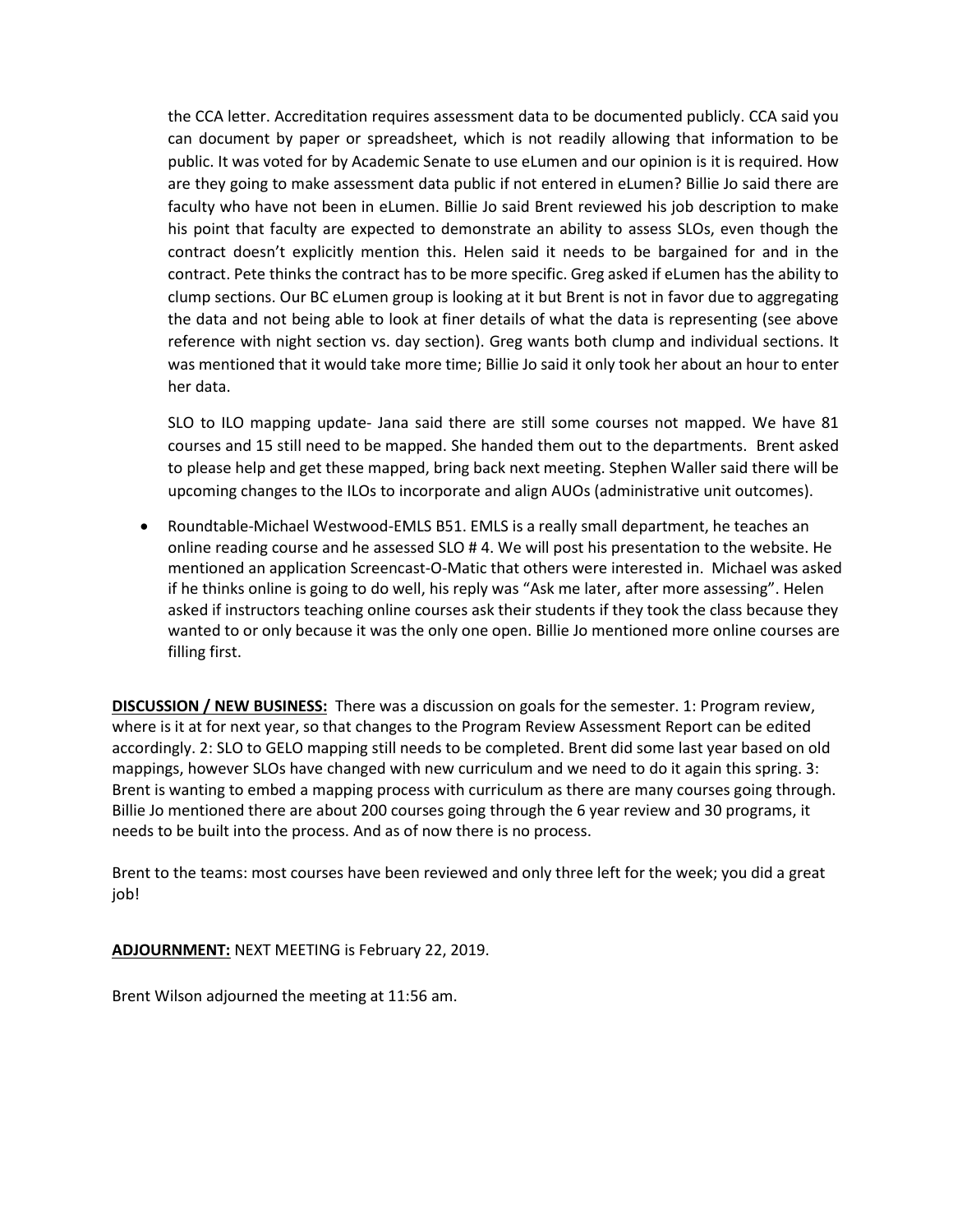the CCA letter. Accreditation requires assessment data to be documented publicly. CCA said you can document by paper or spreadsheet, which is not readily allowing that information to be public. It was voted for by Academic Senate to use eLumen and our opinion is it is required. How are they going to make assessment data public if not entered in eLumen? Billie Jo said there are faculty who have not been in eLumen. Billie Jo said Brent reviewed his job description to make his point that faculty are expected to demonstrate an ability to assess SLOs, even though the contract doesn't explicitly mention this. Helen said it needs to be bargained for and in the contract. Pete thinks the contract has to be more specific. Greg asked if eLumen has the ability to clump sections. Our BC eLumen group is looking at it but Brent is not in favor due to aggregating the data and not being able to look at finer details of what the data is representing (see above reference with night section vs. day section). Greg wants both clump and individual sections. It was mentioned that it would take more time; Billie Jo said it only took her about an hour to enter her data.

SLO to ILO mapping update- Jana said there are still some courses not mapped. We have 81 courses and 15 still need to be mapped. She handed them out to the departments. Brent asked to please help and get these mapped, bring back next meeting. Stephen Waller said there will be upcoming changes to the ILOs to incorporate and align AUOs (administrative unit outcomes).

- Roundtable-Michael Westwood-EMLS B51. EMLS is a really small department, he teaches an online reading course and he assessed SLO # 4. We will post his presentation to the website. He mentioned an application Screencast-O-Matic that others were interested in. Michael was asked if he thinks online is going to do well, his reply was "Ask me later, after more assessing". Helen asked if instructors teaching online courses ask their students if they took the class because they wanted to or only because it was the only one open. Billie Jo mentioned more online courses are filling first.

**DISCUSSION / NEW BUSINESS:** There was a discussion on goals for the semester. 1: Program review, where is it at for next year, so that changes to the Program Review Assessment Report can be edited accordingly. 2: SLO to GELO mapping still needs to be completed. Brent did some last year based on old mappings, however SLOs have changed with new curriculum and we need to do it again this spring. 3: Brent is wanting to embed a mapping process with curriculum as there are many courses going through. Billie Jo mentioned there are about 200 courses going through the 6 year review and 30 programs, it needs to be built into the process. And as of now there is no process.

Brent to the teams: most courses have been reviewed and only three left for the week; you did a great job!

**ADJOURNMENT:** NEXT MEETING is February 22, 2019.

Brent Wilson adjourned the meeting at 11:56 am.